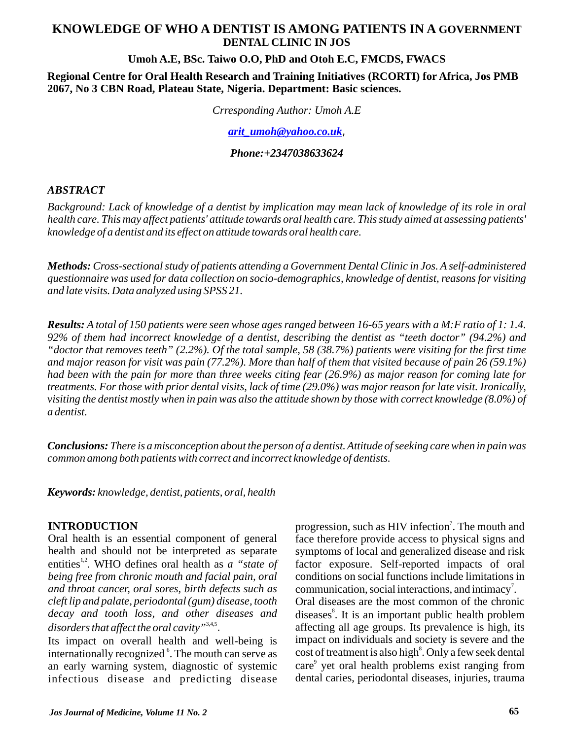# KNOWLEDGE OF WHO A DENTIST IS AMONG PATIENTS IN A GOVERNMENT DENTAL CLINIC IN JOS

**Umoh A.E, BSc. Taiwo O.O, PhD and Otoh E.C, FMCDS, FWACS**

**Regional Centre for Oral Health Research and Training Initiatives (RCORTI) for Africa, Jos PMB 2067, No 3 CBN Road, Plateau State, Nigeria. Department: Basic sciences.**

*Crresponding Author: Umoh A.E*

*arit_umoh@yahoo.co.uk,*

***Phone:+2347038633624***

### *ABSTRACT*

*Background: Lack of knowledge of a dentist by implication may mean lack of knowledge of its role in oral health care. This may affect patients' attitude towards oral health care. This study aimed at assessing patients' knowledge of a dentist and its effect on attitude towards oral health care.*

***Methods:** Cross-sectional study of patients attending a Government Dental Clinic in Jos. A self-administered questionnaire was used for data collection on socio-demographics, knowledge of dentist, reasons for visiting and late visits. Data analyzed using SPSS 21.*

***Results:** A total of 150 patients were seen whose ages ranged between 16-65 years with a M:F ratio of 1: 1.4. 92% of them had incorrect knowledge of a dentist, describing the dentist as "teeth doctor" (94.2%) and "doctor that removes teeth" (2.2%). Of the total sample, 58 (38.7%) patients were visiting for the first time and major reason for visit was pain (77.2%). More than half of them that visited because of pain 26 (59.1%) had been with the pain for more than three weeks citing fear (26.9%) as major reason for coming late for treatments. For those with prior dental visits, lack of time (29.0%) was major reason for late visit. Ironically, visiting the dentist mostly when in pain was also the attitude shown by those with correct knowledge (8.0%) of a dentist.*

***Conclusions:** There is a misconception about the person of a dentist. Attitude of seeking care when in pain was common among both patients with correct and incorrect knowledge of dentists.*

***Keywords:** knowledge, dentist, patients, oral, health*

## INTRODUCTION

Oral health is an essential component of general health and should not be interpreted as separate entities[1,2]. WHO defines oral health as *a "state of being free from chronic mouth and facial pain, oral and throat cancer, oral sores, birth defects such as cleft lip and palate, periodontal (gum) disease, tooth decay and tooth loss, and other diseases and disorders that affect the oral cavity"*[3,4,5].

Its impact on overall health and well-being is internationally recognized[6]. The mouth can serve as an early warning system, diagnostic of systemic infectious disease and predicting disease progression, such as HIV infection[7]. The mouth and face therefore provide access to physical signs and symptoms of local and generalized disease and risk factor exposure. Self-reported impacts of oral conditions on social functions include limitations in communication, social interactions, and intimacy[7].

Oral diseases are the most common of the chronic diseases[8]. It is an important public health problem affecting all age groups. Its prevalence is high, its impact on individuals and society is severe and the cost of treatment is also high[8]. Only a few seek dental care[9] yet oral health problems exist ranging from dental caries, periodontal diseases, injuries, trauma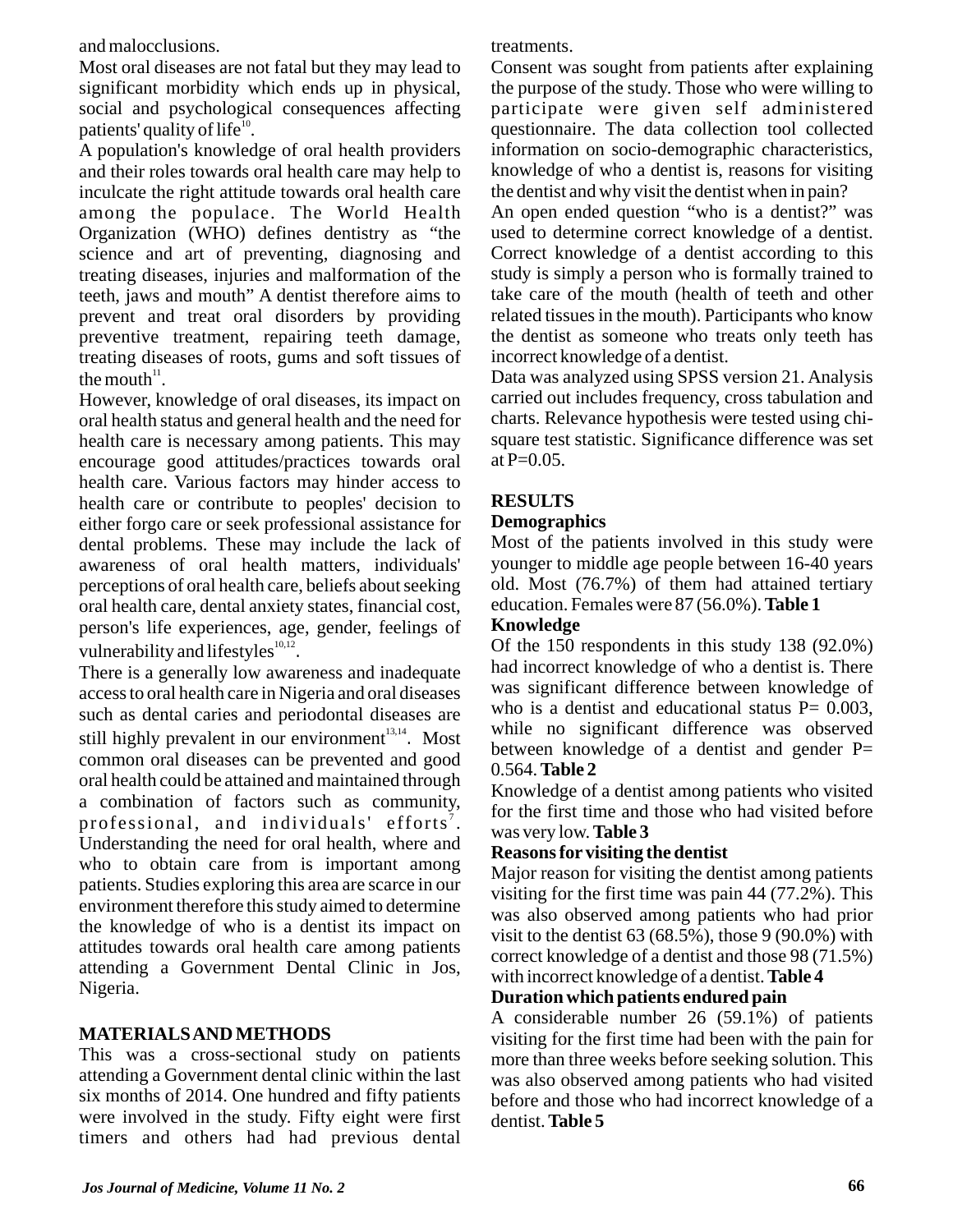and malocclusions.

Most oral diseases are not fatal but they may lead to significant morbidity which ends up in physical, social and psychological consequences affecting patients' quality of life[10].

A population's knowledge of oral health providers and their roles towards oral health care may help to inculcate the right attitude towards oral health care among the populace. The World Health Organization (WHO) defines dentistry as "the science and art of preventing, diagnosing and treating diseases, injuries and malformation of the teeth, jaws and mouth" A dentist therefore aims to prevent and treat oral disorders by providing preventive treatment, repairing teeth damage, treating diseases of roots, gums and soft tissues of the mouth[11].

However, knowledge of oral diseases, its impact on oral health status and general health and the need for health care is necessary among patients. This may encourage good attitudes/practices towards oral health care. Various factors may hinder access to health care or contribute to peoples' decision to either forgo care or seek professional assistance for dental problems. These may include the lack of awareness of oral health matters, individuals' perceptions of oral health care, beliefs about seeking oral health care, dental anxiety states, financial cost, person's life experiences, age, gender, feelings of vulnerability and lifestyles[10,12].

There is a generally low awareness and inadequate access to oral health care in Nigeria and oral diseases such as dental caries and periodontal diseases are still highly prevalent in our environment[13,14]. Most common oral diseases can be prevented and good oral health could be attained and maintained through a combination of factors such as community, professional, and individuals' efforts[7]. Understanding the need for oral health, where and who to obtain care from is important among patients. Studies exploring this area are scarce in our environment therefore this study aimed to determine the knowledge of who is a dentist its impact on attitudes towards oral health care among patients attending a Government Dental Clinic in Jos, Nigeria.

## MATERIALS AND METHODS

This was a cross-sectional study on patients attending a Government dental clinic within the last six months of 2014. One hundred and fifty patients were involved in the study. Fifty eight were first timers and others had had previous dental treatments.

Consent was sought from patients after explaining the purpose of the study. Those who were willing to participate were given self administered questionnaire. The data collection tool collected information on socio-demographic characteristics, knowledge of who a dentist is, reasons for visiting the dentist and why visit the dentist when in pain?

An open ended question "who is a dentist?" was used to determine correct knowledge of a dentist. Correct knowledge of a dentist according to this study is simply a person who is formally trained to take care of the mouth (health of teeth and other related tissues in the mouth). Participants who know the dentist as someone who treats only teeth has incorrect knowledge of a dentist.

Data was analyzed using SPSS version 21. Analysis carried out includes frequency, cross tabulation and charts. Relevance hypothesis were tested using chi-square test statistic. Significance difference was set at P=0.05.

## RESULTS

### Demographics

Most of the patients involved in this study were younger to middle age people between 16-40 years old. Most (76.7%) of them had attained tertiary education. Females were 87 (56.0%). **Table 1**

### Knowledge

Of the 150 respondents in this study 138 (92.0%) had incorrect knowledge of who a dentist is. There was significant difference between knowledge of who is a dentist and educational status P= 0.003, while no significant difference was observed between knowledge of a dentist and gender P= 0.564. **Table 2**

Knowledge of a dentist among patients who visited for the first time and those who had visited before was very low. **Table 3**

### Reasons for visiting the dentist

Major reason for visiting the dentist among patients visiting for the first time was pain 44 (77.2%). This was also observed among patients who had prior visit to the dentist 63 (68.5%), those 9 (90.0%) with correct knowledge of a dentist and those 98 (71.5%) with incorrect knowledge of a dentist. **Table 4**

### Duration which patients endured pain

A considerable number 26 (59.1%) of patients visiting for the first time had been with the pain for more than three weeks before seeking solution. This was also observed among patients who had visited before and those who had incorrect knowledge of a dentist. **Table 5**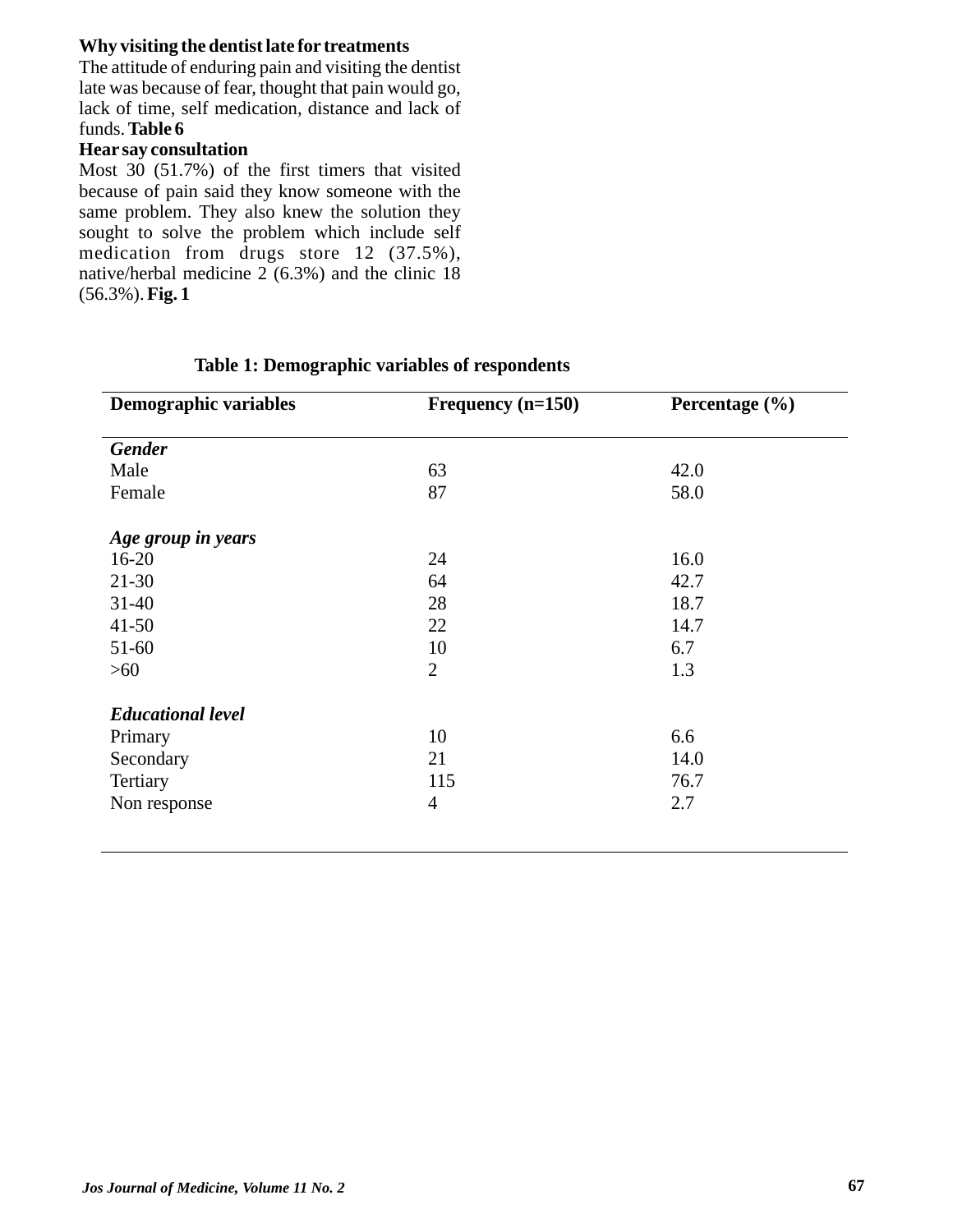### Why visiting the dentist late for treatments

The attitude of enduring pain and visiting the dentist late was because of fear, thought that pain would go, lack of time, self medication, distance and lack of funds. **Table 6**

### Hear say consultation

Most 30 (51.7%) of the first timers that visited because of pain said they know someone with the same problem. They also knew the solution they sought to solve the problem which include self medication from drugs store 12 (37.5%), native/herbal medicine 2 (6.3%) and the clinic 18 (56.3%). **Fig. 1**

**Table 1: Demographic variables of respondents**

| Demographic variables | Frequency (n=150) | Percentage (%) |
|---|---|---|
| ***Gender*** | | |
| Male | 63 | 42.0 |
| Female | 87 | 58.0 |
| ***Age group in years*** | | |
| 16-20 | 24 | 16.0 |
| 21-30 | 64 | 42.7 |
| 31-40 | 28 | 18.7 |
| 41-50 | 22 | 14.7 |
| 51-60 | 10 | 6.7 |
| >60 | 2 | 1.3 |
| ***Educational level*** | | |
| Primary | 10 | 6.6 |
| Secondary | 21 | 14.0 |
| Tertiary | 115 | 76.7 |
| Non response | 4 | 2.7 |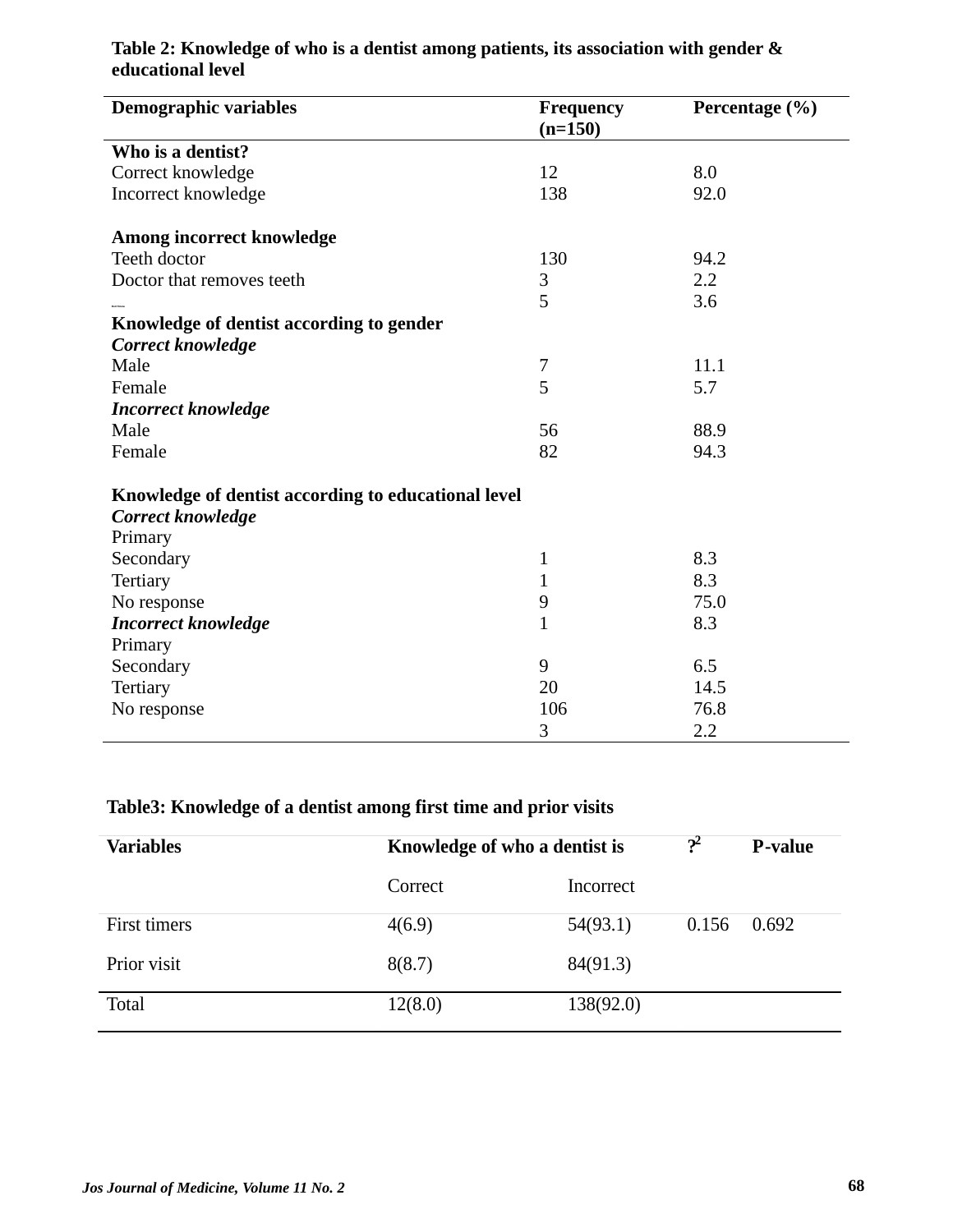**Table 2: Knowledge of who is a dentist among patients, its association with gender & educational level**

| Demographic variables | Frequency (n=150) | Percentage (%) |
|---|---|---|
| **Who is a dentist?** | | |
| Correct knowledge | 12 | 8.0 |
| Incorrect knowledge | 138 | 92.0 |
| | | |
| **Among incorrect knowledge** | | |
| Teeth doctor | 130 | 94.2 |
| Doctor that removes teeth | 3 | 2.2 |
| | 5 | 3.6 |
| **Knowledge of dentist according to gender** | | |
| ***Correct knowledge*** | | |
| Male | 7 | 11.1 |
| Female | 5 | 5.7 |
| ***Incorrect knowledge*** | | |
| Male | 56 | 88.9 |
| Female | 82 | 94.3 |
| | | |
| **Knowledge of dentist according to educational level** | | |
| ***Correct knowledge*** | | |
| Primary | | |
| Secondary | 1 | 8.3 |
| Tertiary | 1 | 8.3 |
| No response | 9 | 75.0 |
| ***Incorrect knowledge*** | 1 | 8.3 |
| Primary | | |
| Secondary | 9 | 6.5 |
| Tertiary | 20 | 14.5 |
| No response | 106 | 76.8 |
| | 3 | 2.2 |

**Table3: Knowledge of a dentist among first time and prior visits**

| Variables | Knowledge of who a dentist is | | ?$^2$ | P-value |
|---|---|---|---|---|
| | Correct | Incorrect | | |
| First timers | 4(6.9) | 54(93.1) | 0.156 | 0.692 |
| Prior visit | 8(8.7) | 84(91.3) | | |
| Total | 12(8.0) | 138(92.0) | | |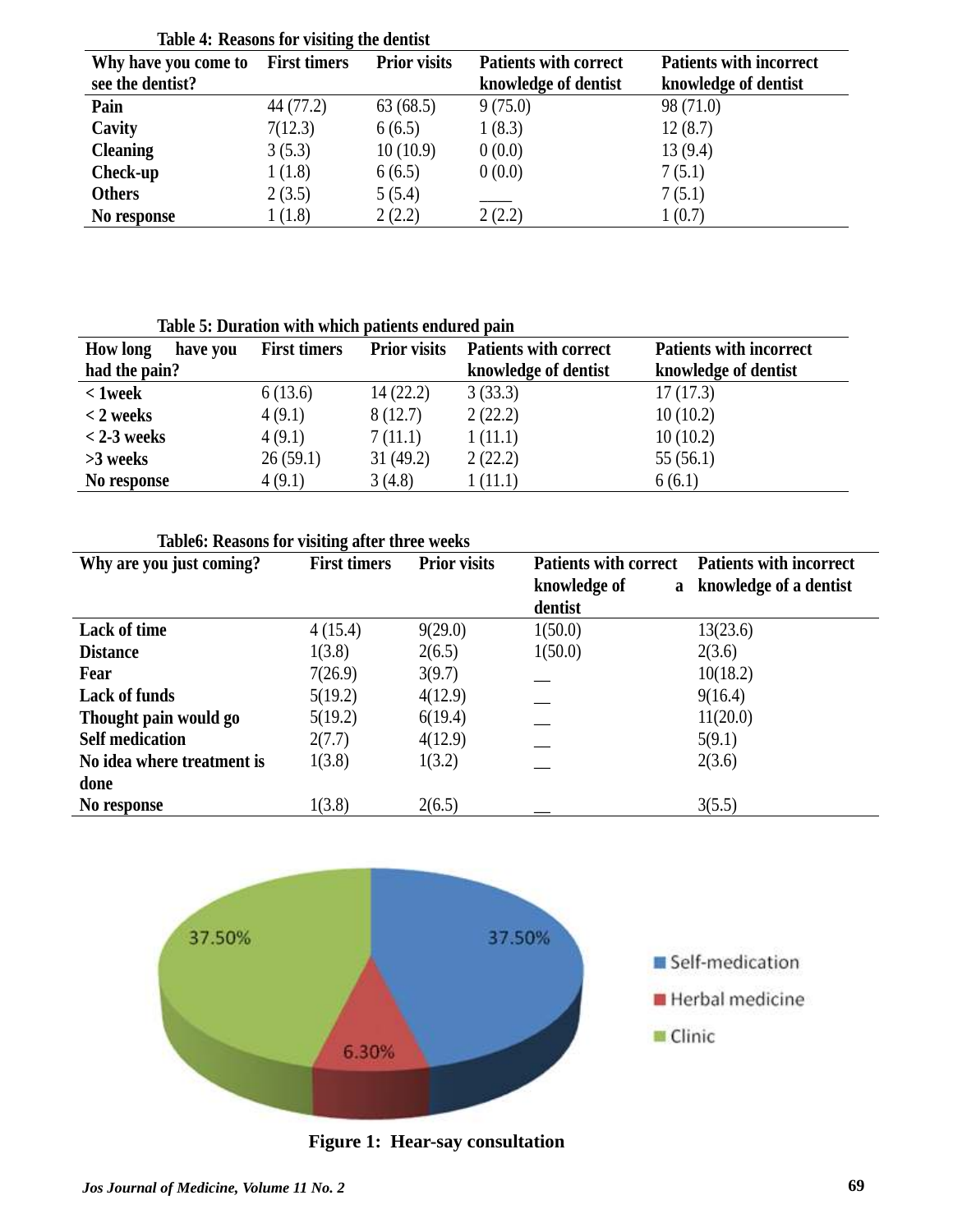Table 4: Reasons for visiting the dentist

| Why have you come to see the dentist? | First timers | Prior visits | Patients with correct knowledge of dentist | Patients with incorrect knowledge of dentist |
|---|---|---|---|---|
| **Pain** | 44 (77.2) | 63 (68.5) | 9 (75.0) | 98 (71.0) |
| **Cavity** | 7(12.3) | 6 (6.5) | 1 (8.3) | 12 (8.7) |
| **Cleaning** | 3 (5.3) | 10 (10.9) | 0 (0.0) | 13 (9.4) |
| **Check-up** | 1 (1.8) | 6 (6.5) | 0 (0.0) | 7 (5.1) |
| **Others** | 2 (3.5) | 5 (5.4) | ____ | 7 (5.1) |
| **No response** | 1 (1.8) | 2 (2.2) | 2 (2.2) | 1 (0.7) |

Table 5: Duration with which patients endured pain

| How long have you had the pain? | First timers | Prior visits | Patients with correct knowledge of dentist | Patients with incorrect knowledge of dentist |
|---|---|---|---|---|
| **< 1week** | 6 (13.6) | 14 (22.2) | 3 (33.3) | 17 (17.3) |
| **< 2 weeks** | 4 (9.1) | 8 (12.7) | 2 (22.2) | 10 (10.2) |
| **< 2-3 weeks** | 4 (9.1) | 7 (11.1) | 1 (11.1) | 10 (10.2) |
| **>3 weeks** | 26 (59.1) | 31 (49.2) | 2 (22.2) | 55 (56.1) |
| **No response** | 4 (9.1) | 3 (4.8) | 1 (11.1) | 6 (6.1) |

Table6: Reasons for visiting after three weeks

| Why are you just coming? | First timers | Prior visits | Patients with correct knowledge of a dentist | Patients with incorrect knowledge of a dentist |
|---|---|---|---|---|
| **Lack of time** | 4 (15.4) | 9(29.0) | 1(50.0) | 13(23.6) |
| **Distance** | 1(3.8) | 2(6.5) | 1(50.0) | 2(3.6) |
| **Fear** | 7(26.9) | 3(9.7) | __ | 10(18.2) |
| **Lack of funds** | 5(19.2) | 4(12.9) | __ | 9(16.4) |
| **Thought pain would go** | 5(19.2) | 6(19.4) | __ | 11(20.0) |
| **Self medication** | 2(7.7) | 4(12.9) | __ | 5(9.1) |
| **No idea where treatment is done** | 1(3.8) | 1(3.2) | __ | 2(3.6) |
| **No response** | 1(3.8) | 2(6.5) | __ | 3(5.5) |

**Figure 1: Hear-say consultation**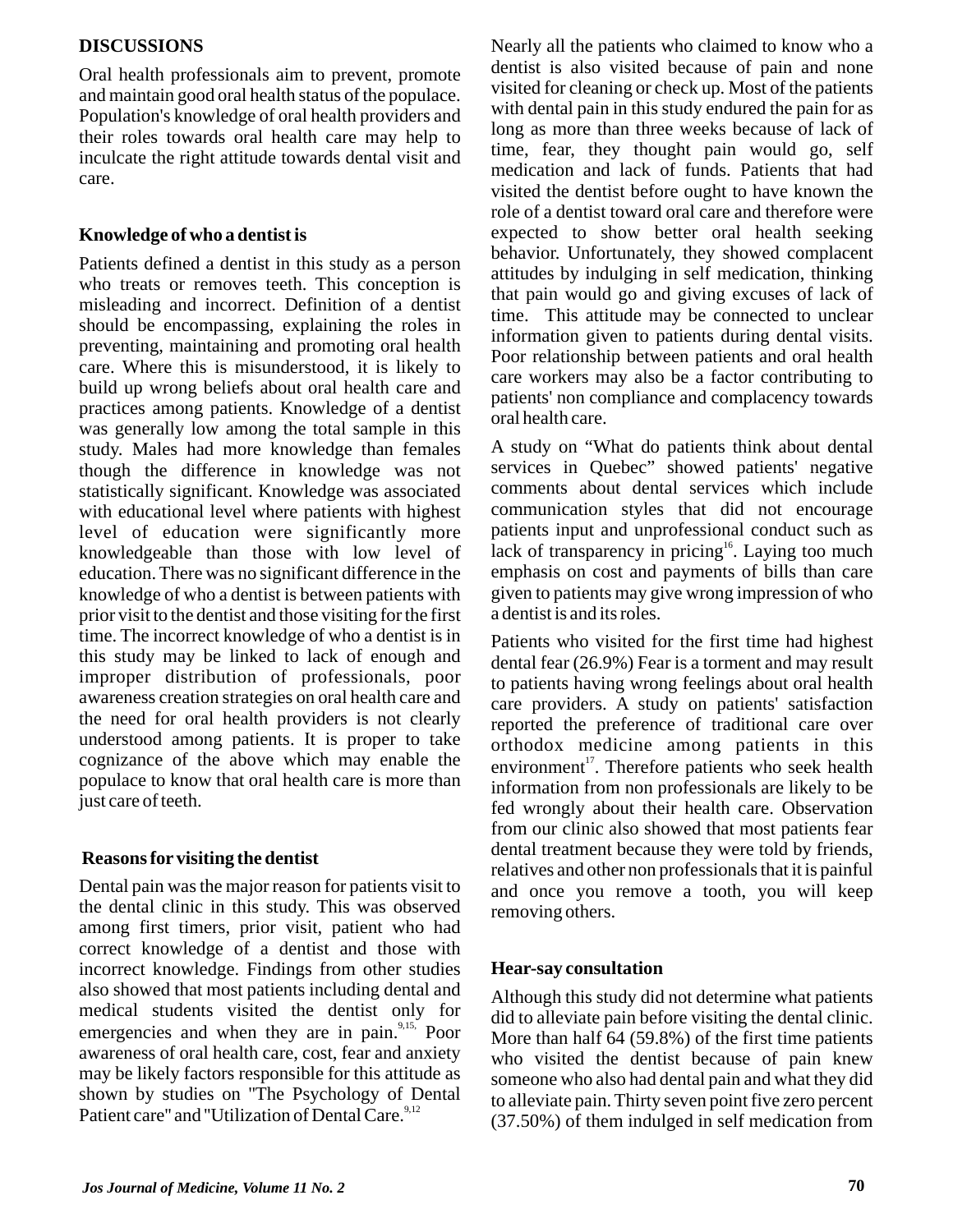## DISCUSSIONS

Oral health professionals aim to prevent, promote and maintain good oral health status of the populace. Population's knowledge of oral health providers and their roles towards oral health care may help to inculcate the right attitude towards dental visit and care.

### Knowledge of who a dentist is

Patients defined a dentist in this study as a person who treats or removes teeth. This conception is misleading and incorrect. Definition of a dentist should be encompassing, explaining the roles in preventing, maintaining and promoting oral health care. Where this is misunderstood, it is likely to build up wrong beliefs about oral health care and practices among patients. Knowledge of a dentist was generally low among the total sample in this study. Males had more knowledge than females though the difference in knowledge was not statistically significant. Knowledge was associated with educational level where patients with highest level of education were significantly more knowledgeable than those with low level of education. There was no significant difference in the knowledge of who a dentist is between patients with prior visit to the dentist and those visiting for the first time. The incorrect knowledge of who a dentist is in this study may be linked to lack of enough and improper distribution of professionals, poor awareness creation strategies on oral health care and the need for oral health providers is not clearly understood among patients. It is proper to take cognizance of the above which may enable the populace to know that oral health care is more than just care of teeth.

### Reasons for visiting the dentist

Dental pain was the major reason for patients visit to the dental clinic in this study. This was observed among first timers, prior visit, patient who had correct knowledge of a dentist and those with incorrect knowledge. Findings from other studies also showed that most patients including dental and medical students visited the dentist only for emergencies and when they are in pain.[9,15,] Poor awareness of oral health care, cost, fear and anxiety may be likely factors responsible for this attitude as shown by studies on "The Psychology of Dental Patient care" and "Utilization of Dental Care.[9,12]

Nearly all the patients who claimed to know who a dentist is also visited because of pain and none visited for cleaning or check up. Most of the patients with dental pain in this study endured the pain for as long as more than three weeks because of lack of time, fear, they thought pain would go, self medication and lack of funds. Patients that had visited the dentist before ought to have known the role of a dentist toward oral care and therefore were expected to show better oral health seeking behavior. Unfortunately, they showed complacent attitudes by indulging in self medication, thinking that pain would go and giving excuses of lack of time. This attitude may be connected to unclear information given to patients during dental visits. Poor relationship between patients and oral health care workers may also be a factor contributing to patients' non compliance and complacency towards oral health care.

A study on "What do patients think about dental services in Quebec" showed patients' negative comments about dental services which include communication styles that did not encourage patients input and unprofessional conduct such as lack of transparency in pricing[16]. Laying too much emphasis on cost and payments of bills than care given to patients may give wrong impression of who a dentist is and its roles.

Patients who visited for the first time had highest dental fear (26.9%) Fear is a torment and may result to patients having wrong feelings about oral health care providers. A study on patients' satisfaction reported the preference of traditional care over orthodox medicine among patients in this environment[17]. Therefore patients who seek health information from non professionals are likely to be fed wrongly about their health care. Observation from our clinic also showed that most patients fear dental treatment because they were told by friends, relatives and other non professionals that it is painful and once you remove a tooth, you will keep removing others.

### Hear-say consultation

Although this study did not determine what patients did to alleviate pain before visiting the dental clinic. More than half 64 (59.8%) of the first time patients who visited the dentist because of pain knew someone who also had dental pain and what they did to alleviate pain. Thirty seven point five zero percent (37.50%) of them indulged in self medication from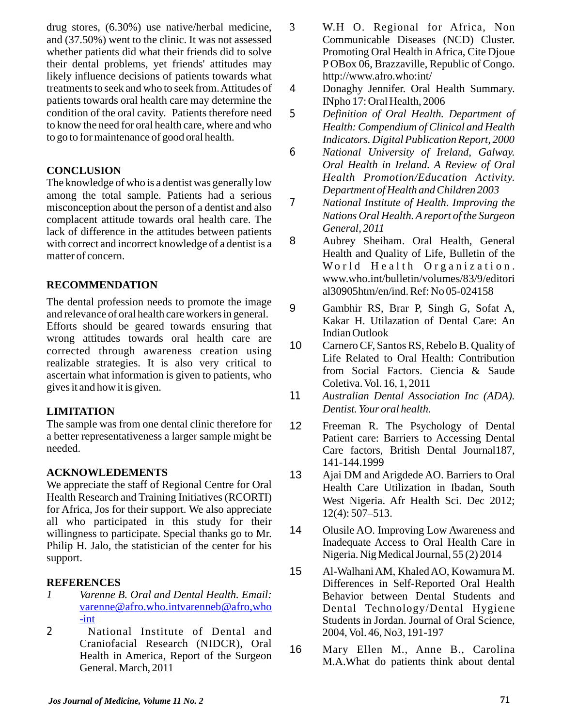drug stores, (6.30%) use native/herbal medicine, and (37.50%) went to the clinic. It was not assessed whether patients did what their friends did to solve their dental problems, yet friends' attitudes may likely influence decisions of patients towards what treatments to seek and who to seek from. Attitudes of patients towards oral health care may determine the condition of the oral cavity. Patients therefore need to know the need for oral health care, where and who to go to for maintenance of good oral health.

## CONCLUSION

The knowledge of who is a dentist was generally low among the total sample. Patients had a serious misconception about the person of a dentist and also complacent attitude towards oral health care. The lack of difference in the attitudes between patients with correct and incorrect knowledge of a dentist is a matter of concern.

## RECOMMENDATION

The dental profession needs to promote the image and relevance of oral health care workers in general. Efforts should be geared towards ensuring that wrong attitudes towards oral health care are corrected through awareness creation using realizable strategies. It is also very critical to ascertain what information is given to patients, who gives it and how it is given.

## LIMITATION

The sample was from one dental clinic therefore for a better representativeness a larger sample might be needed.

## ACKNOWLEDEMENTS

We appreciate the staff of Regional Centre for Oral Health Research and Training Initiatives (RCORTI) for Africa, Jos for their support. We also appreciate all who participated in this study for their willingness to participate. Special thanks go to Mr. Philip H. Jalo, the statistician of the center for his support.

## REFERENCES

1. *Varenne B. Oral and Dental Health. Email:* varenne@afro.who.intvarenneb@afro,who-int
2. National Institute of Dental and Craniofacial Research (NIDCR), Oral Health in America, Report of the Surgeon General. March, 2011
3. W.H O. Regional for Africa, Non Communicable Diseases (NCD) Cluster. Promoting Oral Health in Africa, Cite Djoue P OBox 06, Brazzaville, Republic of Congo. http://www.afro.who:int/
4. Donaghy Jennifer. Oral Health Summary. INpho 17: Oral Health, 2006
5. *Definition of Oral Health. Department of Health: Compendium of Clinical and Health Indicators. Digital Publication Report, 2000*
6. *National University of Ireland, Galway. Oral Health in Ireland. A Review of Oral Health Promotion/Education Activity. Department of Health and Children 2003*
7. *National Institute of Health. Improving the Nations Oral Health. A report of the Surgeon General, 2011*
8. Aubrey Sheiham. Oral Health, General Health and Quality of Life, Bulletin of the World Health Organization. www.who.int/bulletin/volumes/83/9/editorial30905htm/en/ind. Ref: No 05-024158
9. Gambhir RS, Brar P, Singh G, Sofat A, Kakar H. Utilazation of Dental Care: An Indian Outlook
10. Carnero CF, Santos RS, Rebelo B. Quality of Life Related to Oral Health: Contribution from Social Factors. Ciencia & Saude Coletiva. Vol. 16, 1, 2011
11. *Australian Dental Association Inc (ADA). Dentist. Your oral health.*
12. Freeman R. The Psychology of Dental Patient care: Barriers to Accessing Dental Care factors, British Dental Journal187, 141-144.1999
13. Ajai DM and Arigdede AO. Barriers to Oral Health Care Utilization in Ibadan, South West Nigeria. Afr Health Sci. Dec 2012; 12(4): 507–513.
14. Olusile AO. Improving Low Awareness and Inadequate Access to Oral Health Care in Nigeria. Nig Medical Journal, 55 (2) 2014
15. Al-Walhani AM, Khaled AO, Kowamura M. Differences in Self-Reported Oral Health Behavior between Dental Students and Dental Technology/Dental Hygiene Students in Jordan. Journal of Oral Science, 2004, Vol. 46, No3, 191-197
16. Mary Ellen M., Anne B., Carolina M.A.What do patients think about dental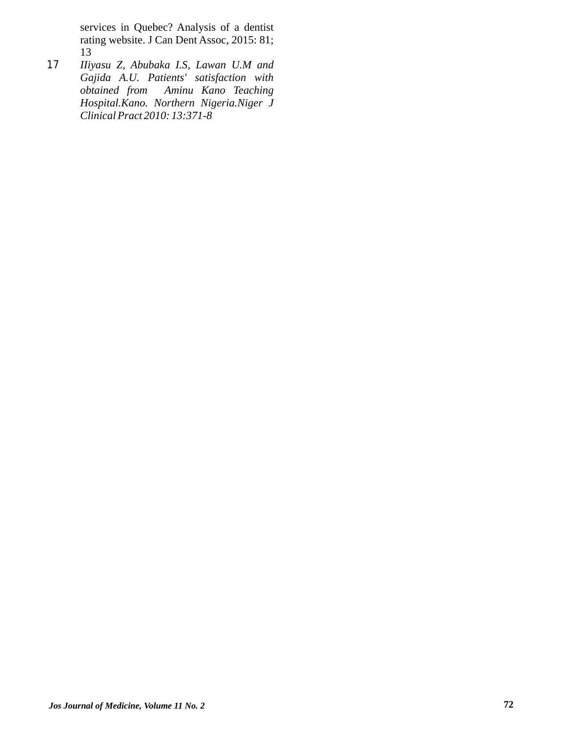services in Quebec? Analysis of a dentist rating website. J Can Dent Assoc, 2015: 81; 13

17 *IIiyasu Z, Abubaka I.S, Lawan U.M and Gajida A.U. Patients' satisfaction with obtained from Aminu Kano Teaching Hospital.Kano. Northern Nigeria.Niger J Clinical Pract 2010: 13:371-8*